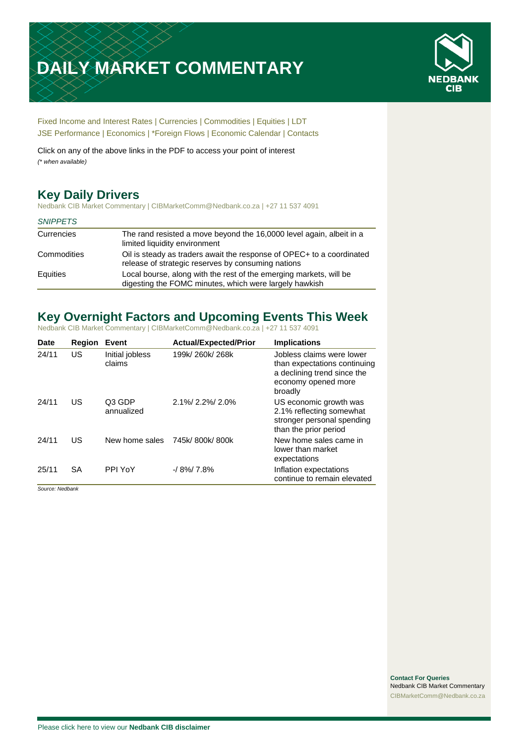# DAILY MARKET COMMENTARY

NEDBANK CIB

Fixed Income and Interest Rates | Currencies | Commodities | Equities | LDT
JSE Performance | Economics | *Foreign Flows | Economic Calendar | Contacts

Click on any of the above links in the PDF to access your point of interest
*(* when available)*

## Key Daily Drivers

Nedbank CIB Market Commentary | CIBMarketComm@Nedbank.co.za | +27 11 537 4091

*SNIPPETS*

| | |
|---|---|
| Currencies | The rand resisted a move beyond the 16,0000 level again, albeit in a limited liquidity environment |
| Commodities | Oil is steady as traders await the response of OPEC+ to a coordinated release of strategic reserves by consuming nations |
| Equities | Local bourse, along with the rest of the emerging markets, will be digesting the FOMC minutes, which were largely hawkish |

## Key Overnight Factors and Upcoming Events This Week

Nedbank CIB Market Commentary | CIBMarketComm@Nedbank.co.za | +27 11 537 4091

| Date | Region | Event | Actual/Expected/Prior | Implications |
|---|---|---|---|---|
| 24/11 | US | Initial jobless claims | 199k/ 260k/ 268k | Jobless claims were lower than expectations continuing a declining trend since the economy opened more broadly |
| 24/11 | US | Q3 GDP annualized | 2.1%/ 2.2%/ 2.0% | US economic growth was 2.1% reflecting somewhat stronger personal spending than the prior period |
| 24/11 | US | New home sales | 745k/ 800k/ 800k | New home sales came in lower than market expectations |
| 25/11 | SA | PPI YoY | -/ 8%/ 7.8% | Inflation expectations continue to remain elevated |

*Source: Nedbank*

**Contact For Queries**
Nedbank CIB Market Commentary
CIBMarketComm@Nedbank.co.za

Please click here to view our **Nedbank CIB disclaimer**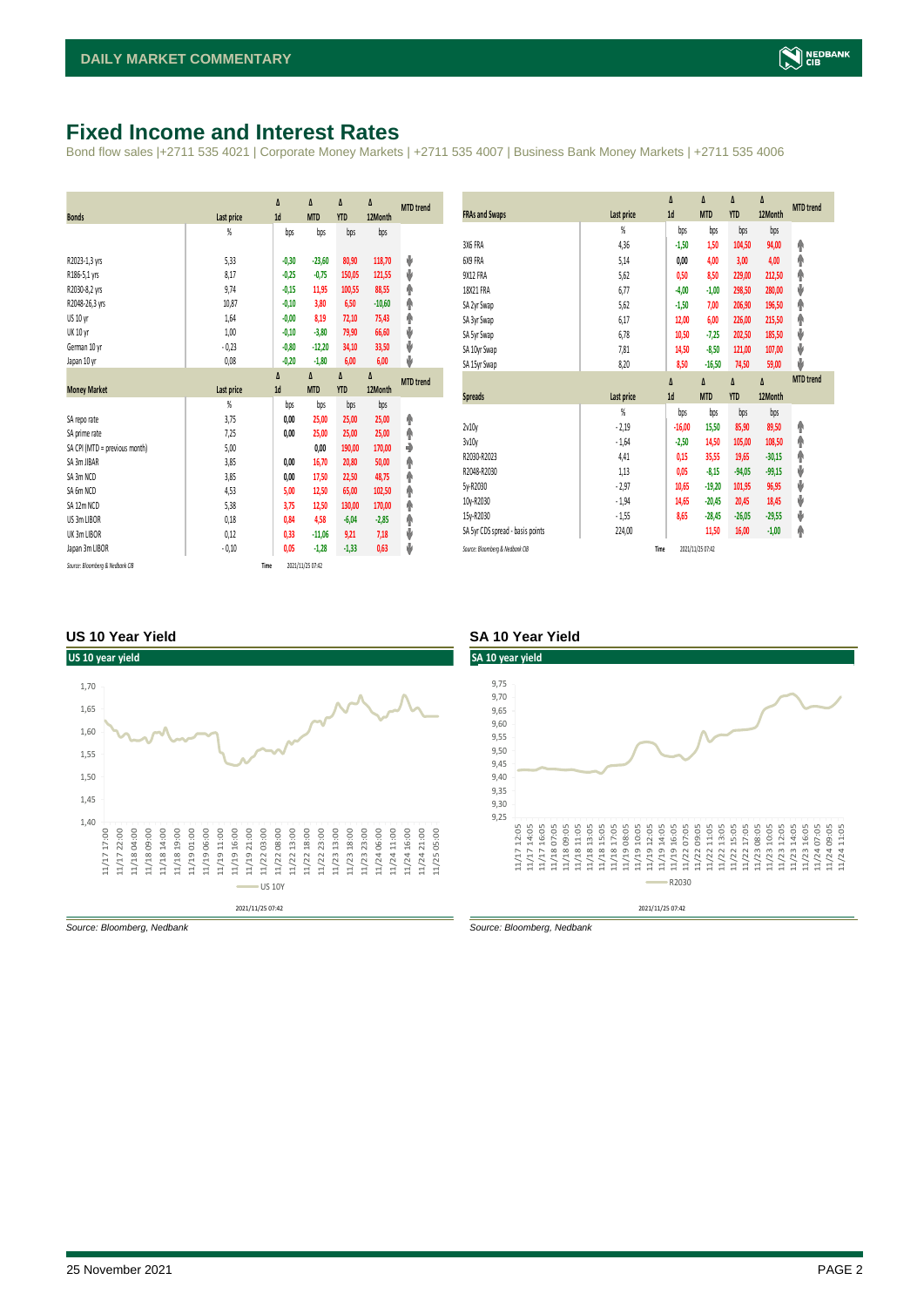# Fixed Income and Interest Rates

Bond flow sales |+2711 535 4021 | Corporate Money Markets | +2711 535 4007 | Business Bank Money Markets | +2711 535 4006

| Bonds | Last price | Δ 1d | Δ MTD | Δ YTD | Δ 12Month | MTD trend |
|---|---|---|---|---|---|---|
| | % | bps | bps | bps | bps | |
| R2023-1,3 yrs | 5,33 | -0,30 | -23,60 | 80,90 | 118,70 | ⬇ |
| R186-5,1 yrs | 8,17 | -0,25 | -0,75 | 150,05 | 121,55 | ⬇ |
| R2030-8,2 yrs | 9,74 | -0,15 | 11,95 | 100,55 | 88,55 | ⬆ |
| R2048-26,3 yrs | 10,87 | -0,10 | 3,80 | 6,50 | -10,60 | ⬆ |
| US 10 yr | 1,64 | -0,00 | 8,19 | 72,10 | 75,43 | ⬆ |
| UK 10 yr | 1,00 | -0,10 | -3,80 | 79,90 | 66,60 | ⬇ |
| German 10 yr | -0,23 | -0,80 | -12,20 | 34,10 | 33,50 | ⬇ |
| Japan 10 yr | 0,08 | -0,20 | -1,80 | 6,00 | 6,00 | ⬇ |

| Money Market | Last price | Δ 1d | Δ MTD | Δ YTD | Δ 12Month | MTD trend |
|---|---|---|---|---|---|---|
| | % | bps | bps | bps | bps | |
| SA repo rate | 3,75 | 0,00 | 25,00 | 25,00 | 25,00 | ⬆ |
| SA prime rate | 7,25 | 0,00 | 25,00 | 25,00 | 25,00 | ⬆ |
| SA CPI (MTD = previous month) | 5,00 | | 0,00 | 190,00 | 170,00 | ➡ |
| SA 3m JIBAR | 3,85 | 0,00 | 16,70 | 20,80 | 50,00 | ⬆ |
| SA 3m NCD | 3,85 | 0,00 | 17,50 | 22,50 | 48,75 | ⬆ |
| SA 6m NCD | 4,53 | 5,00 | 12,50 | 65,00 | 102,50 | ⬆ |
| SA 12m NCD | 5,38 | 3,75 | 12,50 | 130,00 | 170,00 | ⬆ |
| US 3m LIBOR | 0,18 | 0,84 | 4,58 | -6,04 | -2,85 | ⬆ |
| UK 3m LIBOR | 0,12 | 0,33 | -11,06 | 9,21 | 7,18 | ⬇ |
| Japan 3m LIBOR | -0,10 | 0,05 | -1,28 | -1,33 | 0,63 | ⬇ |

*Source: Bloomberg & Nedbank CIB* Time 2021/11/25 07:42

| FRAs and Swaps | Last price | Δ 1d | Δ MTD | Δ YTD | Δ 12Month | MTD trend |
|---|---|---|---|---|---|---|
| | % | bps | bps | bps | bps | |
| 3X6 FRA | 4,36 | -1,50 | 1,50 | 104,50 | 94,00 | ⬆ |
| 6X9 FRA | 5,14 | 0,00 | 4,00 | 3,00 | 4,00 | ⬆ |
| 9X12 FRA | 5,62 | 0,50 | 8,50 | 229,00 | 212,50 | ⬆ |
| 18X21 FRA | 6,77 | -4,00 | -1,00 | 298,50 | 280,00 | ⬇ |
| SA 2yr Swap | 5,62 | -1,50 | 7,00 | 206,90 | 196,50 | ⬆ |
| SA 3yr Swap | 6,17 | 12,00 | 6,00 | 226,00 | 215,50 | ⬆ |
| SA 5yr Swap | 6,78 | 10,50 | -7,25 | 202,50 | 185,50 | ⬇ |
| SA 10yr Swap | 7,81 | 14,50 | -8,50 | 121,00 | 107,00 | ⬇ |
| SA 15yr Swap | 8,20 | 8,50 | -16,50 | 74,50 | 59,00 | ⬇ |

| Spreads | Last price | Δ 1d | Δ MTD | Δ YTD | Δ 12Month | MTD trend |
|---|---|---|---|---|---|---|
| | % | bps | bps | bps | bps | |
| 2v10y | -2,19 | -16,00 | 15,50 | 85,90 | 89,50 | ⬆ |
| 3v10y | -1,64 | -2,50 | 14,50 | 105,00 | 108,50 | ⬆ |
| R2030-R2023 | 4,41 | 0,15 | 35,55 | 19,65 | -30,15 | ⬆ |
| R2048-R2030 | 1,13 | 0,05 | -8,15 | -94,05 | -99,15 | ⬇ |
| 5y-R2030 | -2,97 | 10,65 | -19,20 | 101,95 | 96,95 | ⬇ |
| 10y-R2030 | -1,94 | 14,65 | -20,45 | 20,45 | 18,45 | ⬇ |
| 15y-R2030 | -1,55 | 8,65 | -28,45 | -26,05 | -29,55 | ⬇ |
| SA 5yr CDS spread - basis points | 224,00 | | 11,50 | 16,00 | -1,00 | ⬆ |

*Source: Bloomberg & Nedbank CIB* Time 2021/11/25 07:42

### US 10 Year Yield

*Source: Bloomberg, Nedbank*

### SA 10 Year Yield

*Source: Bloomberg, Nedbank*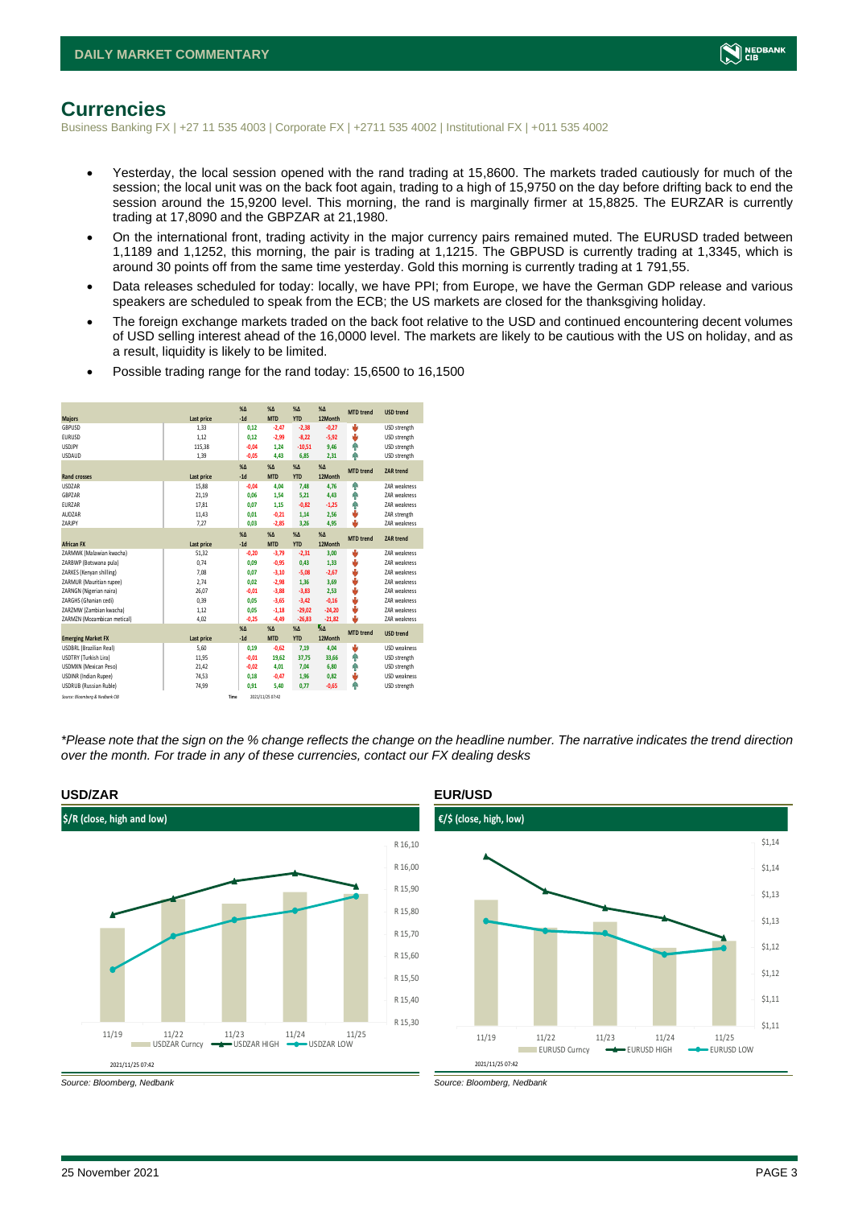# Currencies

Business Banking FX | +27 11 535 4003 | Corporate FX | +2711 535 4002 | Institutional FX | +011 535 4002

- Yesterday, the local session opened with the rand trading at 15,8600. The markets traded cautiously for much of the session; the local unit was on the back foot again, trading to a high of 15,9750 on the day before drifting back to end the session around the 15,9200 level. This morning, the rand is marginally firmer at 15,8825. The EURZAR is currently trading at 17,8090 and the GBPZAR at 21,1980.
- On the international front, trading activity in the major currency pairs remained muted. The EURUSD traded between 1,1189 and 1,1252, this morning, the pair is trading at 1,1215. The GBPUSD is currently trading at 1,3345, which is around 30 points off from the same time yesterday. Gold this morning is currently trading at 1 791,55.
- Data releases scheduled for today: locally, we have PPI; from Europe, we have the German GDP release and various speakers are scheduled to speak from the ECB; the US markets are closed for the thanksgiving holiday.
- The foreign exchange markets traded on the back foot relative to the USD and continued encountering decent volumes of USD selling interest ahead of the 16,0000 level. The markets are likely to be cautious with the US on holiday, and as a result, liquidity is likely to be limited.
- Possible trading range for the rand today: 15,6500 to 16,1500

| Majors | Last price | %Δ -1d | %Δ MTD | %Δ YTD | %Δ 12Month | MTD trend | USD trend |
|---|---|---|---|---|---|---|---|
| GBPUSD | 1,33 | 0,12 | -2,47 | -2,38 | -0,27 | ↓ | USD strength |
| EURUSD | 1,12 | 0,12 | -2,99 | -8,22 | -5,92 | ↓ | USD strength |
| USDJPY | 115,38 | -0,04 | 1,24 | -10,51 | 9,46 | ↑ | USD strength |
| USDAUD | 1,39 | -0,05 | 4,43 | 6,85 | 2,31 | ↑ | USD strength |
| **Rand crosses** | **Last price** | **%Δ -1d** | **%Δ MTD** | **%Δ YTD** | **%Δ 12Month** | **MTD trend** | **ZAR trend** |
| USDZAR | 15,88 | -0,04 | 4,04 | 7,48 | 4,76 | ↑ | ZAR weakness |
| GBPZAR | 21,19 | 0,06 | 1,54 | 5,21 | 4,43 | ↑ | ZAR weakness |
| EURZAR | 17,81 | 0,07 | 1,15 | -0,82 | -1,25 | ↑ | ZAR weakness |
| AUDZAR | 11,43 | 0,01 | -0,21 | 1,14 | 2,56 | ↓ | ZAR strength |
| ZARJPY | 7,27 | 0,03 | -2,85 | 3,26 | 4,95 | ↓ | ZAR weakness |
| **African FX** | **Last price** | **%Δ -1d** | **%Δ MTD** | **%Δ YTD** | **%Δ 12Month** | **MTD trend** | **ZAR trend** |
| ZARMWK (Malawian kwacha) | 51,32 | -0,20 | -3,79 | -2,31 | 3,00 | ↓ | ZAR weakness |
| ZARBWP (Botswana pula) | 0,74 | 0,09 | -0,95 | 0,43 | 1,33 | ↓ | ZAR weakness |
| ZARKES (Kenyan shilling) | 7,08 | 0,07 | -3,10 | -5,08 | -2,67 | ↓ | ZAR weakness |
| ZARMUR (Mauritian rupee) | 2,74 | 0,02 | -2,98 | 1,36 | 3,69 | ↓ | ZAR weakness |
| ZARNGN (Nigerian naira) | 26,07 | -0,01 | -3,88 | -3,83 | 2,53 | ↓ | ZAR weakness |
| ZARGHS (Ghanian cedi) | 0,39 | 0,05 | -3,65 | -3,42 | -0,16 | ↓ | ZAR weakness |
| ZARZMW (Zambian kwacha) | 1,12 | 0,05 | -1,18 | -29,02 | -24,20 | ↓ | ZAR weakness |
| ZARMZN (Mozambican metical) | 4,02 | -0,25 | -4,49 | -26,83 | -21,82 | ↓ | ZAR weakness |
| **Emerging Market FX** | **Last price** | **%Δ -1d** | **%Δ MTD** | **%Δ YTD** | **%Δ 12Month** | **MTD trend** | **USD trend** |
| USDBRL (Brazilian Real) | 5,60 | 0,19 | -0,62 | 7,19 | 4,04 | ↓ | USD weakness |
| USDTRY (Turkish Lira) | 11,95 | -0,01 | 19,62 | 37,75 | 33,66 | ↑ | USD strength |
| USDMXN (Mexican Peso) | 21,42 | -0,02 | 4,01 | 7,04 | 6,80 | ↑ | USD strength |
| USDINR (Indian Rupee) | 74,53 | 0,18 | -0,47 | 1,96 | 0,82 | ↓ | USD weakness |
| USDRUB (Russian Ruble) | 74,99 | 0,91 | 5,40 | 0,77 | -0,65 | ↑ | USD strength |

Source: Bloomberg & Nedbank CIB Time 2021/11/25 07:42

*\*Please note that the sign on the % change reflects the change on the headline number. The narrative indicates the trend direction over the month. For trade in any of these currencies, contact our FX dealing desks*

**USD/ZAR**

Source: Bloomberg, Nedbank

**EUR/USD**

Source: Bloomberg, Nedbank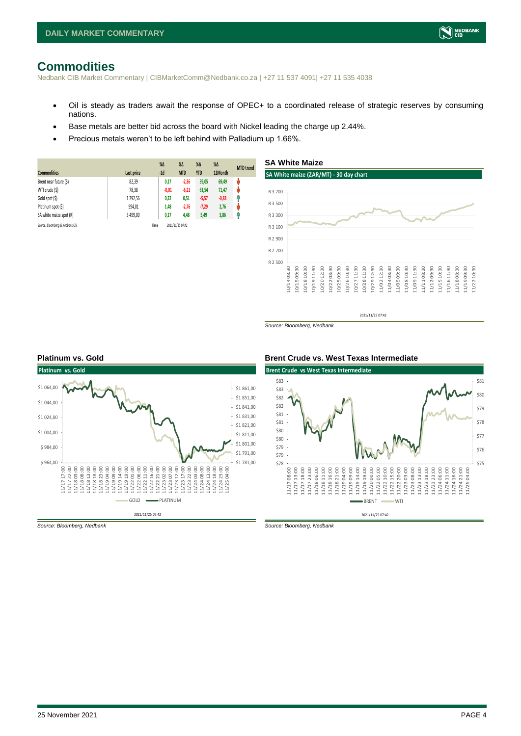# Commodities

Nedbank CIB Market Commentary | CIBMarketComm@Nedbank.co.za | +27 11 537 4091| +27 11 535 4038

- Oil is steady as traders await the response of OPEC+ to a coordinated release of strategic reserves by consuming nations.
- Base metals are better bid across the board with Nickel leading the charge up 2.44%.
- Precious metals weren't to be left behind with Palladium up 1.66%.

| Commodities | Last price | %Δ -1d | %Δ MTD | %Δ YTD | %Δ 12Month | MTD trend |
|---|---|---|---|---|---|---|
| Brent near future ($) | 82,39 | 0,17 | -2,36 | 59,05 | 69,49 | ↓ |
| WTI crude ($) | 78,38 | -0,01 | -6,21 | 61,54 | 71,47 | ↓ |
| Gold spot ($) | 1 792,56 | 0,22 | 0,51 | -5,57 | -0,83 | ↑ |
| Platinum spot ($) | 994,01 | 1,48 | -2,76 | -7,29 | 2,76 | ↓ |
| SA white maize spot (R) | 3 499,00 | 0,17 | 4,48 | 5,49 | 3,86 | ↑ |

Source: Bloomberg & Nedbank CIB — Time 2021/11/25 07:42

### SA White Maize

Source: Bloomberg, Nedbank

### Platinum vs. Gold

Source: Bloomberg, Nedbank

### Brent Crude vs. West Texas Intermediate

Source: Bloomberg, Nedbank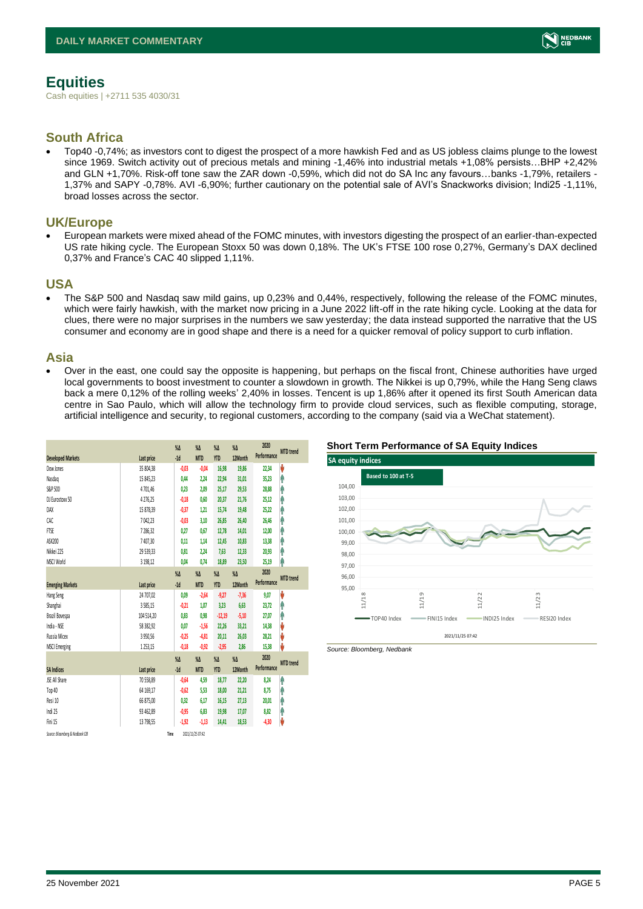## Equities

Cash equities | +2711 535 4030/31

### South Africa

- Top40 -0,74%; as investors cont to digest the prospect of a more hawkish Fed and as US jobless claims plunge to the lowest since 1969. Switch activity out of precious metals and mining -1,46% into industrial metals +1,08% persists…BHP +2,42% and GLN +1,70%. Risk-off tone saw the ZAR down -0,59%, which did not do SA Inc any favours…banks -1,79%, retailers -1,37% and SAPY -0,78%. AVI -6,90%; further cautionary on the potential sale of AVI's Snackworks division; Indi25 -1,11%, broad losses across the sector.

### UK/Europe

- European markets were mixed ahead of the FOMC minutes, with investors digesting the prospect of an earlier-than-expected US rate hiking cycle. The European Stoxx 50 was down 0,18%. The UK's FTSE 100 rose 0,27%, Germany's DAX declined 0,37% and France's CAC 40 slipped 1,11%.

### USA

- The S&P 500 and Nasdaq saw mild gains, up 0,23% and 0,44%, respectively, following the release of the FOMC minutes, which were fairly hawkish, with the market now pricing in a June 2022 lift-off in the rate hiking cycle. Looking at the data for clues, there were no major surprises in the numbers we saw yesterday; the data instead supported the narrative that the US consumer and economy are in good shape and there is a need for a quicker removal of policy support to curb inflation.

### Asia

- Over in the east, one could say the opposite is happening, but perhaps on the fiscal front, Chinese authorities have urged local governments to boost investment to counter a slowdown in growth. The Nikkei is up 0,79%, while the Hang Seng claws back a mere 0,12% of the rolling weeks' 2,40% in losses. Tencent is up 1,86% after it opened its first South American data centre in Sao Paulo, which will allow the technology firm to provide cloud services, such as flexible computing, storage, artificial intelligence and security, to regional customers, according to the company (said via a WeChat statement).

| Developed Markets | Last price | %Δ -1d | %Δ MTD | %Δ YTD | %Δ 12Month | 2020 Performance | MTD trend |
|---|---|---|---|---|---|---|---|
| Dow Jones | 35 804,38 | -0,03 | -0,04 | 16,98 | 19,86 | 22,34 | ↓ |
| Nasdaq | 15 845,23 | 0,44 | 2,24 | 22,94 | 31,01 | 35,23 | ↑ |
| S&P 500 | 4 701,46 | 0,23 | 2,09 | 25,17 | 29,53 | 28,88 | ↑ |
| DJ Eurostoxx 50 | 4 276,25 | -0,18 | 0,60 | 20,37 | 21,76 | 25,12 | ↑ |
| DAX | 15 878,39 | -0,37 | 1,21 | 15,74 | 19,48 | 25,22 | ↑ |
| CAC | 7 042,23 | -0,03 | 3,10 | 26,85 | 26,40 | 26,46 | ↑ |
| FTSE | 7 286,32 | 0,27 | 0,67 | 12,78 | 14,01 | 12,00 | ↑ |
| ASX200 | 7 407,30 | 0,11 | 1,14 | 12,45 | 10,83 | 13,38 | ↑ |
| Nikkei 225 | 29 539,33 | 0,81 | 2,24 | 7,63 | 12,33 | 20,93 | ↑ |
| MSCI World | 3 198,12 | 0,04 | 0,74 | 18,89 | 23,50 | 25,19 | ↑ |
| **Emerging Markets** | **Last price** | **%Δ -1d** | **%Δ MTD** | **%Δ YTD** | **%Δ 12Month** | **2020 Performance** | **MTD trend** |
| Hang Seng | 24 707,02 | 0,09 | -2,64 | -9,27 | -7,36 | 9,07 | ↓ |
| Shanghai | 3 585,15 | -0,21 | 1,07 | 3,23 | 6,63 | 23,72 | ↑ |
| Brazil Bovespa | 104 514,20 | 0,83 | 0,98 | -12,19 | -5,10 | 27,07 | ↑ |
| India - NSE | 58 382,92 | 0,07 | -1,56 | 22,26 | 33,21 | 14,38 | ↓ |
| Russia Micex | 3 950,56 | -0,25 | -4,81 | 20,11 | 26,03 | 28,21 | ↓ |
| MSCI Emerging | 1 253,15 | -0,18 | -0,92 | -2,95 | 2,86 | 15,38 | ↓ |
| **SA Indices** | **Last price** | **%Δ -1d** | **%Δ MTD** | **%Δ YTD** | **%Δ 12Month** | **2020 Performance** | **MTD trend** |
| JSE All Share | 70 558,89 | -0,64 | 4,59 | 18,77 | 22,20 | 8,24 | ↑ |
| Top 40 | 64 169,17 | -0,62 | 5,53 | 18,00 | 21,21 | 8,75 | ↑ |
| Resi 10 | 66 875,00 | 0,32 | 6,17 | 16,15 | 27,13 | 20,01 | ↑ |
| Indi 25 | 93 462,89 | -0,95 | 6,83 | 19,98 | 17,07 | 8,82 | ↑ |
| Fini 15 | 13 798,55 | -1,92 | -1,13 | 14,41 | 18,53 | -4,30 | ↓ |

Source: Bloomberg & Nedbank CIB    Time 2021/11/25 07:42

**Short Term Performance of SA Equity Indices**

Source: Bloomberg, Nedbank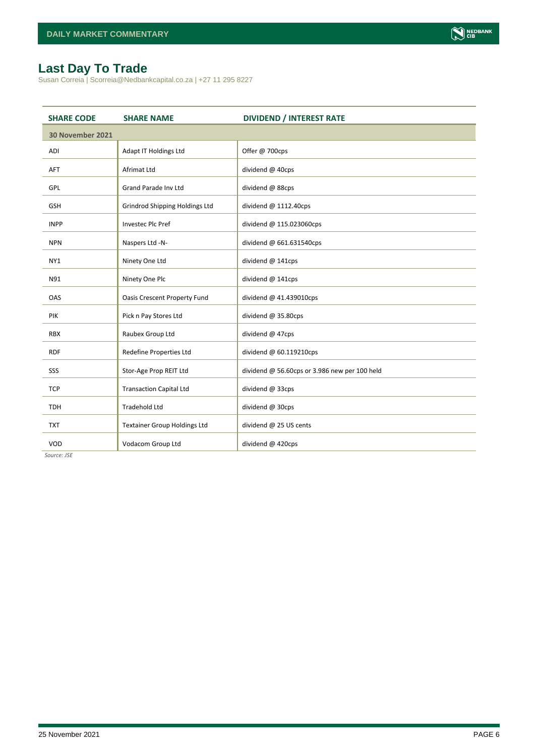## Last Day To Trade

Susan Correia | Scorreia@Nedbankcapital.co.za | +27 11 295 8227

| SHARE CODE | SHARE NAME | DIVIDEND / INTEREST RATE |
|---|---|---|
| **30 November 2021** | | |
| ADI | Adapt IT Holdings Ltd | Offer @ 700cps |
| AFT | Afrimat Ltd | dividend @ 40cps |
| GPL | Grand Parade Inv Ltd | dividend @ 88cps |
| GSH | Grindrod Shipping Holdings Ltd | dividend @ 1112.40cps |
| INPP | Investec Plc Pref | dividend @ 115.023060cps |
| NPN | Naspers Ltd -N- | dividend @ 661.631540cps |
| NY1 | Ninety One Ltd | dividend @ 141cps |
| N91 | Ninety One Plc | dividend @ 141cps |
| OAS | Oasis Crescent Property Fund | dividend @ 41.439010cps |
| PIK | Pick n Pay Stores Ltd | dividend @ 35.80cps |
| RBX | Raubex Group Ltd | dividend @ 47cps |
| RDF | Redefine Properties Ltd | dividend @ 60.119210cps |
| SSS | Stor-Age Prop REIT Ltd | dividend @ 56.60cps or 3.986 new per 100 held |
| TCP | Transaction Capital Ltd | dividend @ 33cps |
| TDH | Tradehold Ltd | dividend @ 30cps |
| TXT | Textainer Group Holdings Ltd | dividend @ 25 US cents |
| VOD | Vodacom Group Ltd | dividend @ 420cps |

*Source: JSE*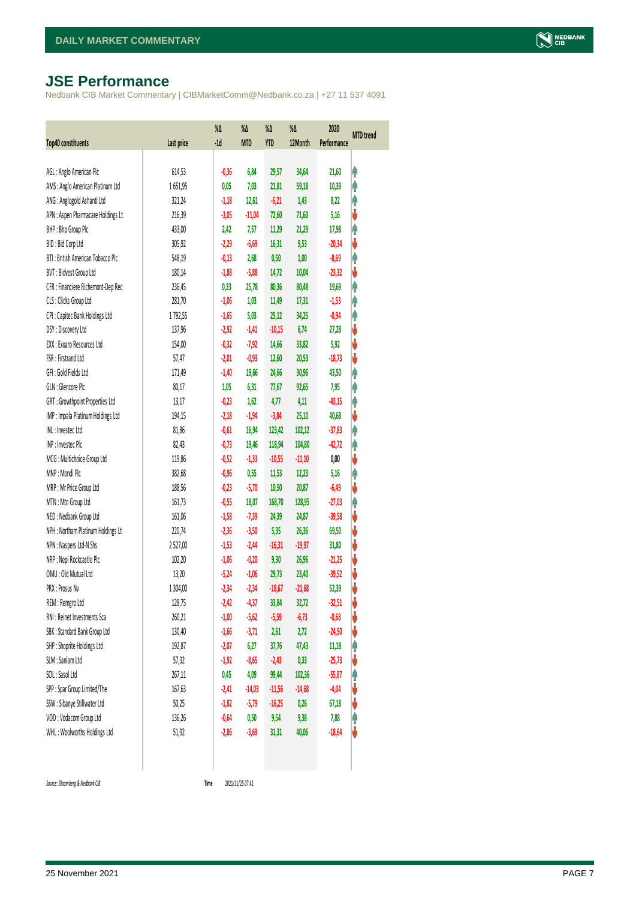# JSE Performance

Nedbank CIB Market Commentary | CIBMarketComm@Nedbank.co.za | +27 11 537 4091

| Top40 constituents | Last price | %Δ -1d | %Δ MTD | %Δ YTD | %Δ 12Month | 2020 Performance | MTD trend |
|---|---|---|---|---|---|---|---|
| AGL : Anglo American Plc | 614,53 | -0,36 | 6,84 | 29,57 | 34,64 | 21,60 | ↑ |
| AMS : Anglo American Platinum Ltd | 1 651,95 | 0,05 | 7,03 | 21,81 | 59,18 | 10,39 | ↑ |
| ANG : Anglogold Ashanti Ltd | 321,24 | -1,18 | 12,61 | -6,21 | 1,43 | 8,22 | ↑ |
| APN : Aspen Pharmacare Holdings Lt | 216,39 | -3,05 | -11,04 | 72,60 | 71,60 | 5,16 | ↓ |
| BHP : Bhp Group Plc | 433,00 | 2,42 | 7,57 | 11,29 | 21,29 | 17,98 | ↑ |
| BID : Bid Corp Ltd | 305,92 | -2,29 | -6,69 | 16,31 | 9,53 | -20,34 | ↓ |
| BTI : British American Tobacco Plc | 548,19 | -0,13 | 2,68 | 0,50 | 1,00 | -8,69 | ↑ |
| BVT : Bidvest Group Ltd | 180,14 | -1,88 | -5,88 | 14,72 | 10,04 | -23,32 | ↓ |
| CFR : Financiere Richemont-Dep Rec | 236,45 | 0,33 | 25,78 | 80,36 | 80,48 | 19,69 | ↑ |
| CLS : Clicks Group Ltd | 281,70 | -1,06 | 1,03 | 11,49 | 17,31 | -1,53 | ↑ |
| CPI : Capitec Bank Holdings Ltd | 1 792,55 | -1,65 | 5,03 | 25,12 | 34,25 | -0,94 | ↑ |
| DSY : Discovery Ltd | 137,96 | -2,92 | -1,41 | -10,15 | 6,74 | 27,28 | ↓ |
| EXX : Exxaro Resources Ltd | 154,00 | -0,32 | -7,92 | 14,66 | 33,82 | 5,92 | ↓ |
| FSR : Firstrand Ltd | 57,47 | -2,01 | -0,93 | 12,60 | 20,53 | -18,73 | ↓ |
| GFI : Gold Fields Ltd | 171,49 | -1,40 | 19,66 | 24,66 | 30,96 | 43,50 | ↑ |
| GLN : Glencore Plc | 80,17 | 1,05 | 6,31 | 77,67 | 92,65 | 7,95 | ↑ |
| GRT : Growthpoint Properties Ltd | 13,17 | -0,23 | 1,62 | 4,77 | 4,11 | -43,15 | ↑ |
| IMP : Impala Platinum Holdings Ltd | 194,15 | -2,18 | -1,94 | -3,84 | 25,10 | 40,68 | ↓ |
| INL : Investec Ltd | 81,86 | -0,61 | 16,94 | 123,42 | 102,12 | -37,83 | ↑ |
| INP : Investec Plc | 82,43 | -0,73 | 19,46 | 118,94 | 104,80 | -42,72 | ↑ |
| MCG : Multichoice Group Ltd | 119,86 | -0,52 | -1,33 | -10,55 | -11,10 | 0,00 | ↓ |
| MNP : Mondi Plc | 382,68 | -0,96 | 0,55 | 11,53 | 12,23 | 5,16 | ↑ |
| MRP : Mr Price Group Ltd | 188,56 | -0,23 | -5,70 | 10,50 | 20,87 | -6,49 | ↓ |
| MTN : Mtn Group Ltd | 161,73 | -0,55 | 18,07 | 168,70 | 128,95 | -27,03 | ↑ |
| NED : Nedbank Group Ltd | 161,06 | -1,58 | -7,39 | 24,39 | 24,87 | -39,58 | ↓ |
| NPH : Northam Platinum Holdings Lt | 220,74 | -2,36 | -3,50 | 5,35 | 26,36 | 69,50 | ↓ |
| NPN : Naspers Ltd-N Shs | 2 527,00 | -1,53 | -2,44 | -16,31 | -19,97 | 31,80 | ↓ |
| NRP : Nepi Rockcastle Plc | 102,20 | -1,06 | -0,20 | 9,30 | 26,96 | -21,25 | ↓ |
| OMU : Old Mutual Ltd | 13,20 | -5,24 | -1,06 | 29,73 | 23,40 | -39,52 | ↓ |
| PRX : Prosus Nv | 1 304,00 | -2,34 | -2,34 | -18,67 | -21,68 | 52,39 | ↓ |
| REM : Remgro Ltd | 128,75 | -2,42 | -4,37 | 33,84 | 32,72 | -32,51 | ↓ |
| RNI : Reinet Investments Sca | 260,21 | -1,00 | -5,62 | -5,59 | -6,73 | -0,68 | ↓ |
| SBK : Standard Bank Group Ltd | 130,40 | -1,66 | -3,71 | 2,61 | 2,72 | -24,50 | ↓ |
| SHP : Shoprite Holdings Ltd | 192,87 | -2,07 | 6,27 | 37,76 | 47,43 | 11,18 | ↑ |
| SLM : Sanlam Ltd | 57,32 | -1,92 | -8,65 | -2,43 | 0,33 | -25,73 | ↓ |
| SOL : Sasol Ltd | 267,11 | 0,45 | 4,09 | 99,44 | 102,36 | -55,87 | ↑ |
| SPP : Spar Group Limited/The | 167,63 | -2,41 | -14,03 | -11,56 | -14,68 | -4,04 | ↓ |
| SSW : Sibanye Stillwater Ltd | 50,25 | -1,82 | -5,79 | -16,25 | 0,26 | 67,18 | ↓ |
| VOD : Vodacom Group Ltd | 136,26 | -0,64 | 0,50 | 9,54 | 9,38 | 7,88 | ↑ |
| WHL : Woolworths Holdings Ltd | 51,92 | -2,86 | -3,69 | 31,31 | 40,06 | -18,64 | ↓ |

*Source: Bloomberg & Nedbank CIB* | Time 2021/11/25 07:42

25 November 2021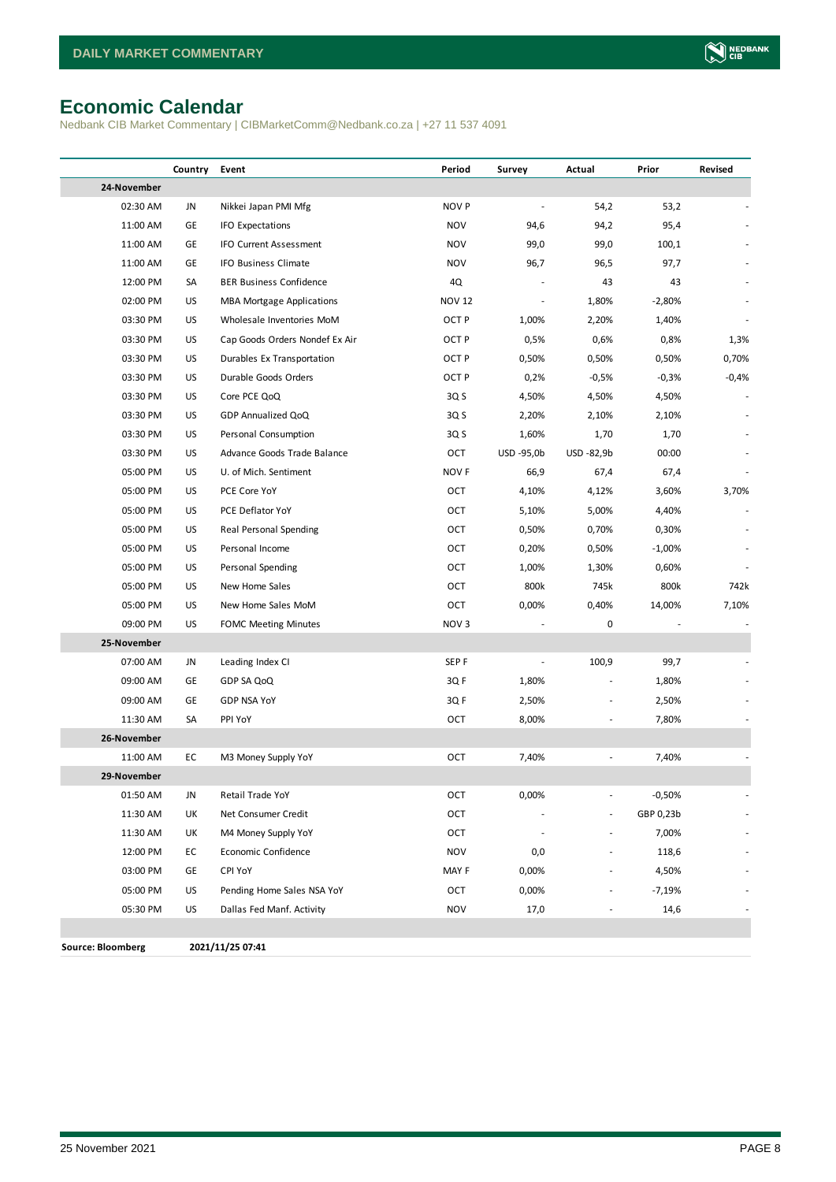# Economic Calendar

Nedbank CIB Market Commentary | CIBMarketComm@Nedbank.co.za | +27 11 537 4091

| | Country | Event | Period | Survey | Actual | Prior | Revised |
|---|---|---|---|---|---|---|---|
| **24-November** | | | | | | | |
| 02:30 AM | JN | Nikkei Japan PMI Mfg | NOV P | - | 54,2 | 53,2 | - |
| 11:00 AM | GE | IFO Expectations | NOV | 94,6 | 94,2 | 95,4 | - |
| 11:00 AM | GE | IFO Current Assessment | NOV | 99,0 | 99,0 | 100,1 | - |
| 11:00 AM | GE | IFO Business Climate | NOV | 96,7 | 96,5 | 97,7 | - |
| 12:00 PM | SA | BER Business Confidence | 4Q | - | 43 | 43 | - |
| 02:00 PM | US | MBA Mortgage Applications | NOV 12 | - | 1,80% | -2,80% | - |
| 03:30 PM | US | Wholesale Inventories MoM | OCT P | 1,00% | 2,20% | 1,40% | - |
| 03:30 PM | US | Cap Goods Orders Nondef Ex Air | OCT P | 0,5% | 0,6% | 0,8% | 1,3% |
| 03:30 PM | US | Durables Ex Transportation | OCT P | 0,50% | 0,50% | 0,50% | 0,70% |
| 03:30 PM | US | Durable Goods Orders | OCT P | 0,2% | -0,5% | -0,3% | -0,4% |
| 03:30 PM | US | Core PCE QoQ | 3Q S | 4,50% | 4,50% | 4,50% | - |
| 03:30 PM | US | GDP Annualized QoQ | 3Q S | 2,20% | 2,10% | 2,10% | - |
| 03:30 PM | US | Personal Consumption | 3Q S | 1,60% | 1,70 | 1,70 | - |
| 03:30 PM | US | Advance Goods Trade Balance | OCT | USD -95,0b | USD -82,9b | 00:00 | - |
| 05:00 PM | US | U. of Mich. Sentiment | NOV F | 66,9 | 67,4 | 67,4 | - |
| 05:00 PM | US | PCE Core YoY | OCT | 4,10% | 4,12% | 3,60% | 3,70% |
| 05:00 PM | US | PCE Deflator YoY | OCT | 5,10% | 5,00% | 4,40% | - |
| 05:00 PM | US | Real Personal Spending | OCT | 0,50% | 0,70% | 0,30% | - |
| 05:00 PM | US | Personal Income | OCT | 0,20% | 0,50% | -1,00% | - |
| 05:00 PM | US | Personal Spending | OCT | 1,00% | 1,30% | 0,60% | - |
| 05:00 PM | US | New Home Sales | OCT | 800k | 745k | 800k | 742k |
| 05:00 PM | US | New Home Sales MoM | OCT | 0,00% | 0,40% | 14,00% | 7,10% |
| 09:00 PM | US | FOMC Meeting Minutes | NOV 3 | - | 0 | - | - |
| **25-November** | | | | | | | |
| 07:00 AM | JN | Leading Index CI | SEP F | - | 100,9 | 99,7 | - |
| 09:00 AM | GE | GDP SA QoQ | 3Q F | 1,80% | - | 1,80% | - |
| 09:00 AM | GE | GDP NSA YoY | 3Q F | 2,50% | - | 2,50% | - |
| 11:30 AM | SA | PPI YoY | OCT | 8,00% | - | 7,80% | - |
| **26-November** | | | | | | | |
| 11:00 AM | EC | M3 Money Supply YoY | OCT | 7,40% | - | 7,40% | - |
| **29-November** | | | | | | | |
| 01:50 AM | JN | Retail Trade YoY | OCT | 0,00% | - | -0,50% | - |
| 11:30 AM | UK | Net Consumer Credit | OCT | - | - | GBP 0,23b | - |
| 11:30 AM | UK | M4 Money Supply YoY | OCT | - | - | 7,00% | - |
| 12:00 PM | EC | Economic Confidence | NOV | 0,0 | - | 118,6 | - |
| 03:00 PM | GE | CPI YoY | MAY F | 0,00% | - | 4,50% | - |
| 05:00 PM | US | Pending Home Sales NSA YoY | OCT | 0,00% | - | -7,19% | - |
| 05:30 PM | US | Dallas Fed Manf. Activity | NOV | 17,0 | - | 14,6 | - |

**Source: Bloomberg** **2021/11/25 07:41**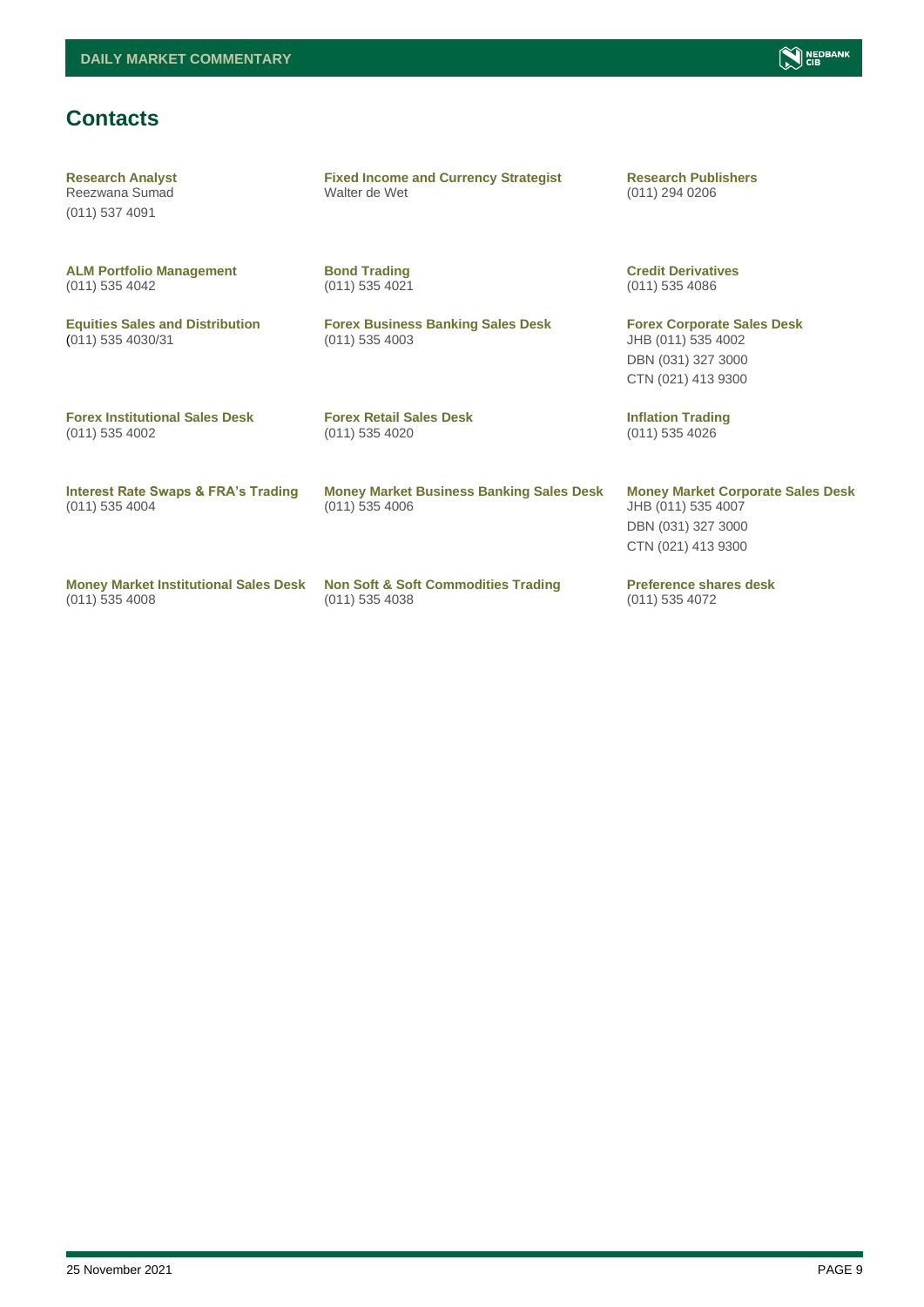## Contacts

**Research Analyst**
Reezwana Sumad
(011) 537 4091

**Fixed Income and Currency Strategist**
Walter de Wet

**Research Publishers**
(011) 294 0206

**ALM Portfolio Management**
(011) 535 4042

**Bond Trading**
(011) 535 4021

**Credit Derivatives**
(011) 535 4086

**Equities Sales and Distribution**
(011) 535 4030/31

**Forex Business Banking Sales Desk**
(011) 535 4003

**Forex Corporate Sales Desk**
JHB (011) 535 4002
DBN (031) 327 3000
CTN (021) 413 9300

**Forex Institutional Sales Desk**
(011) 535 4002

**Forex Retail Sales Desk**
(011) 535 4020

**Inflation Trading**
(011) 535 4026

**Interest Rate Swaps & FRA's Trading**
(011) 535 4004

**Money Market Business Banking Sales Desk**
(011) 535 4006

**Money Market Corporate Sales Desk**
JHB (011) 535 4007
DBN (031) 327 3000
CTN (021) 413 9300

**Money Market Institutional Sales Desk**
(011) 535 4008

**Non Soft & Soft Commodities Trading**
(011) 535 4038

**Preference shares desk**
(011) 535 4072